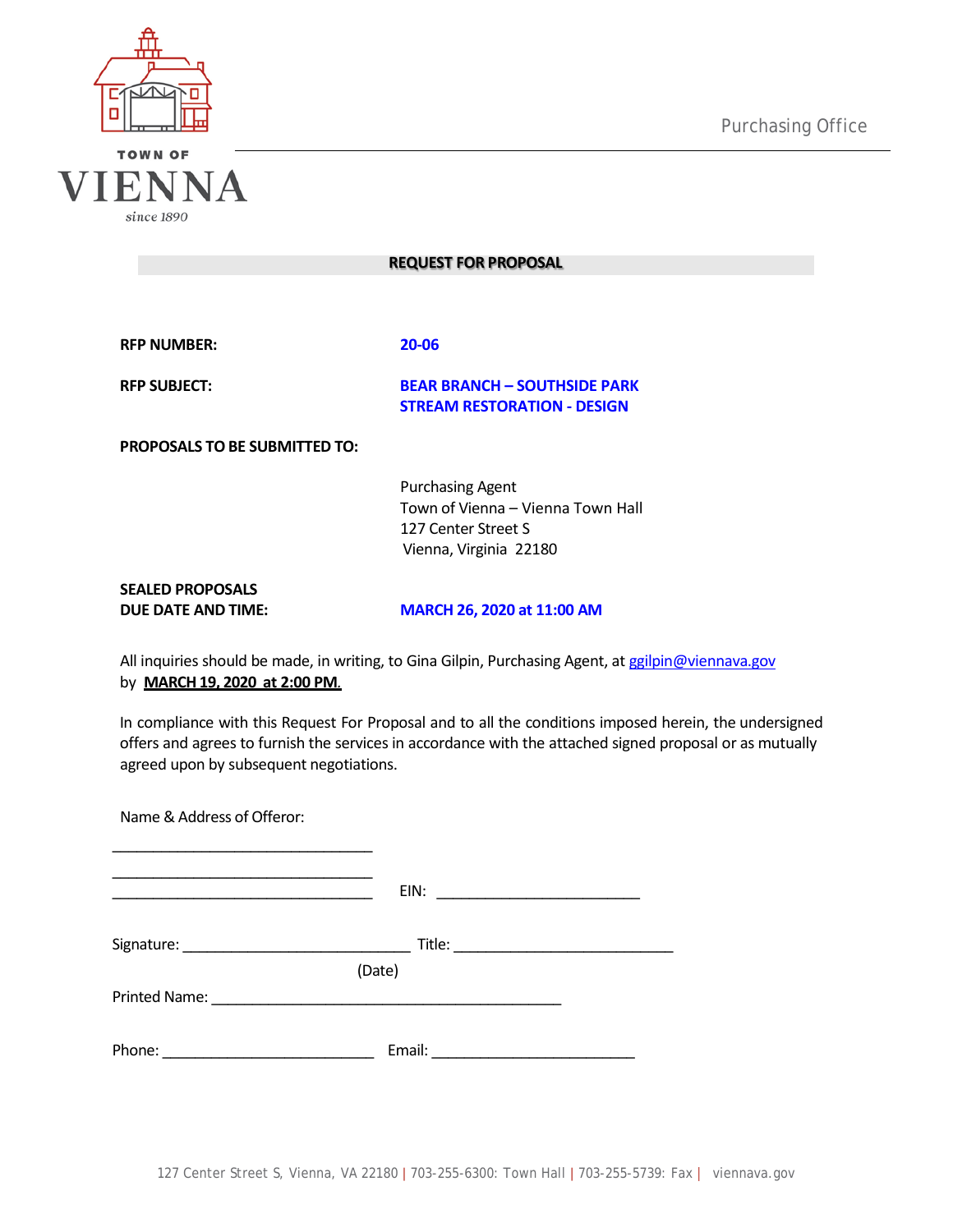TOWN OF

VIENNA

since 1890

Purchasing Office

# REQUEST FOR PROPOSAL

**RFP NUMBER:** **20-06**

**RFP SUBJECT:** **BEAR BRANCH – SOUTHSIDE PARK STREAM RESTORATION - DESIGN**

**PROPOSALS TO BE SUBMITTED TO:**

Purchasing Agent
Town of Vienna – Vienna Town Hall
127 Center Street S
Vienna, Virginia 22180

**SEALED PROPOSALS DUE DATE AND TIME:** **MARCH 26, 2020 at 11:00 AM**

All inquiries should be made, in writing, to Gina Gilpin, Purchasing Agent, at ggilpin@viennava.gov by **MARCH 19, 2020 at 2:00 PM.**

In compliance with this Request For Proposal and to all the conditions imposed herein, the undersigned offers and agrees to furnish the services in accordance with the attached signed proposal or as mutually agreed upon by subsequent negotiations.

Name & Address of Offeror:

________________________________

________________________________

________________________________ EIN: ________________________

Signature: ____________________________ Title: ___________________________

(Date)

Printed Name: _____________________________________________

Phone: __________________________ Email: ________________________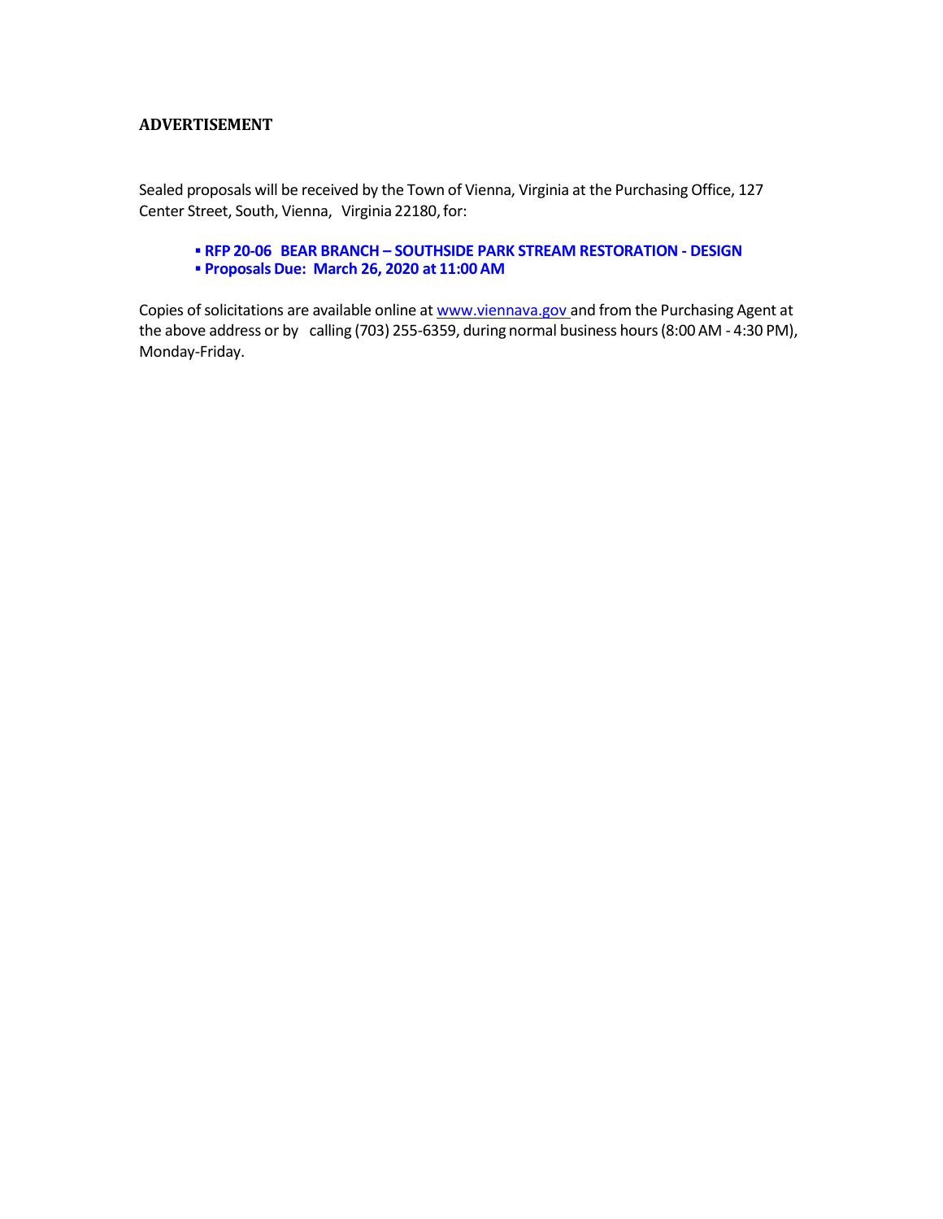**ADVERTISEMENT**

Sealed proposals will be received by the Town of Vienna, Virginia at the Purchasing Office, 127 Center Street, South, Vienna, Virginia 22180, for:

- **RFP 20-06 BEAR BRANCH – SOUTHSIDE PARK STREAM RESTORATION - DESIGN**
- **Proposals Due: March 26, 2020 at 11:00 AM**

Copies of solicitations are available online at [www.viennava.gov](www.viennava.gov) and from the Purchasing Agent at the above address or by calling (703) 255-6359, during normal business hours (8:00 AM - 4:30 PM), Monday-Friday.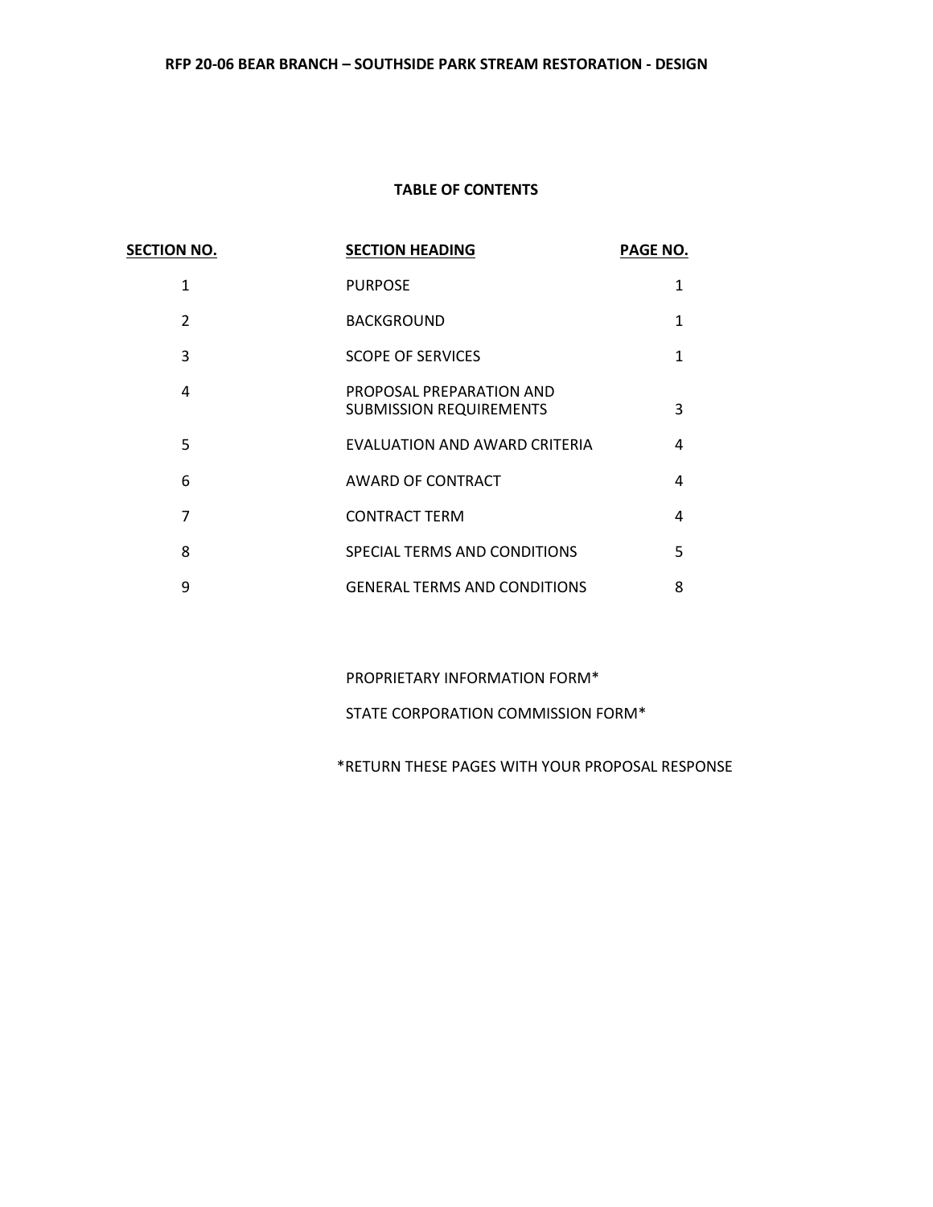# RFP 20-06 BEAR BRANCH – SOUTHSIDE PARK STREAM RESTORATION - DESIGN

## TABLE OF CONTENTS

| SECTION NO. | SECTION HEADING | PAGE NO. |
|---|---|---|
| 1 | PURPOSE | 1 |
| 2 | BACKGROUND | 1 |
| 3 | SCOPE OF SERVICES | 1 |
| 4 | PROPOSAL PREPARATION AND SUBMISSION REQUIREMENTS | 3 |
| 5 | EVALUATION AND AWARD CRITERIA | 4 |
| 6 | AWARD OF CONTRACT | 4 |
| 7 | CONTRACT TERM | 4 |
| 8 | SPECIAL TERMS AND CONDITIONS | 5 |
| 9 | GENERAL TERMS AND CONDITIONS | 8 |

PROPRIETARY INFORMATION FORM*

STATE CORPORATION COMMISSION FORM*

*RETURN THESE PAGES WITH YOUR PROPOSAL RESPONSE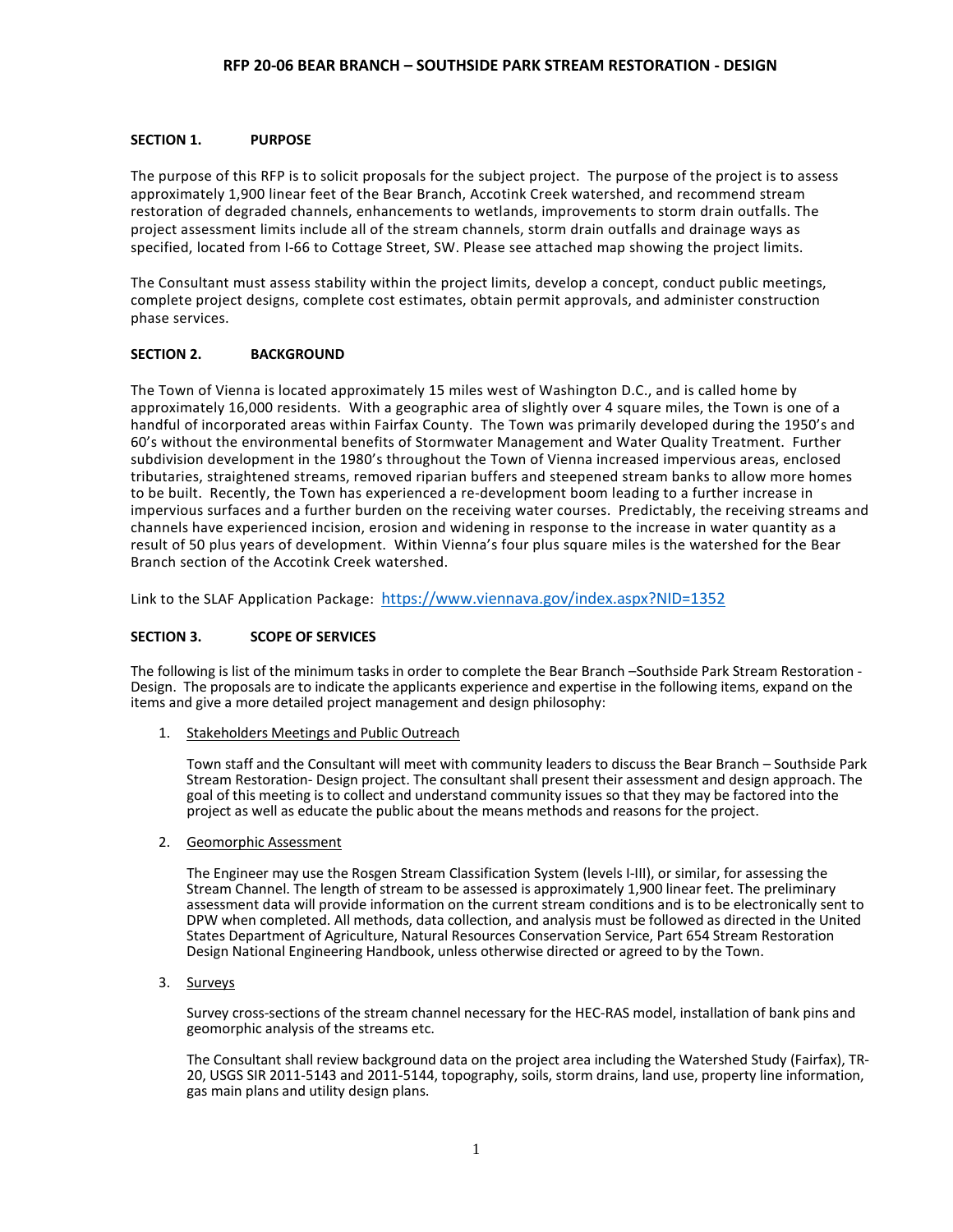# RFP 20-06 BEAR BRANCH – SOUTHSIDE PARK STREAM RESTORATION - DESIGN

## SECTION 1. PURPOSE

The purpose of this RFP is to solicit proposals for the subject project. The purpose of the project is to assess approximately 1,900 linear feet of the Bear Branch, Accotink Creek watershed, and recommend stream restoration of degraded channels, enhancements to wetlands, improvements to storm drain outfalls. The project assessment limits include all of the stream channels, storm drain outfalls and drainage ways as specified, located from I-66 to Cottage Street, SW. Please see attached map showing the project limits.

The Consultant must assess stability within the project limits, develop a concept, conduct public meetings, complete project designs, complete cost estimates, obtain permit approvals, and administer construction phase services.

## SECTION 2. BACKGROUND

The Town of Vienna is located approximately 15 miles west of Washington D.C., and is called home by approximately 16,000 residents. With a geographic area of slightly over 4 square miles, the Town is one of a handful of incorporated areas within Fairfax County. The Town was primarily developed during the 1950's and 60's without the environmental benefits of Stormwater Management and Water Quality Treatment. Further subdivision development in the 1980's throughout the Town of Vienna increased impervious areas, enclosed tributaries, straightened streams, removed riparian buffers and steepened stream banks to allow more homes to be built. Recently, the Town has experienced a re-development boom leading to a further increase in impervious surfaces and a further burden on the receiving water courses. Predictably, the receiving streams and channels have experienced incision, erosion and widening in response to the increase in water quantity as a result of 50 plus years of development. Within Vienna's four plus square miles is the watershed for the Bear Branch section of the Accotink Creek watershed.

Link to the SLAF Application Package: https://www.viennava.gov/index.aspx?NID=1352

## SECTION 3. SCOPE OF SERVICES

The following is list of the minimum tasks in order to complete the Bear Branch –Southside Park Stream Restoration - Design. The proposals are to indicate the applicants experience and expertise in the following items, expand on the items and give a more detailed project management and design philosophy:

1. Stakeholders Meetings and Public Outreach

   Town staff and the Consultant will meet with community leaders to discuss the Bear Branch – Southside Park Stream Restoration- Design project. The consultant shall present their assessment and design approach. The goal of this meeting is to collect and understand community issues so that they may be factored into the project as well as educate the public about the means methods and reasons for the project.

2. Geomorphic Assessment

   The Engineer may use the Rosgen Stream Classification System (levels I-III), or similar, for assessing the Stream Channel. The length of stream to be assessed is approximately 1,900 linear feet. The preliminary assessment data will provide information on the current stream conditions and is to be electronically sent to DPW when completed. All methods, data collection, and analysis must be followed as directed in the United States Department of Agriculture, Natural Resources Conservation Service, Part 654 Stream Restoration Design National Engineering Handbook, unless otherwise directed or agreed to by the Town.

3. Surveys

   Survey cross-sections of the stream channel necessary for the HEC-RAS model, installation of bank pins and geomorphic analysis of the streams etc.

   The Consultant shall review background data on the project area including the Watershed Study (Fairfax), TR-20, USGS SIR 2011-5143 and 2011-5144, topography, soils, storm drains, land use, property line information, gas main plans and utility design plans.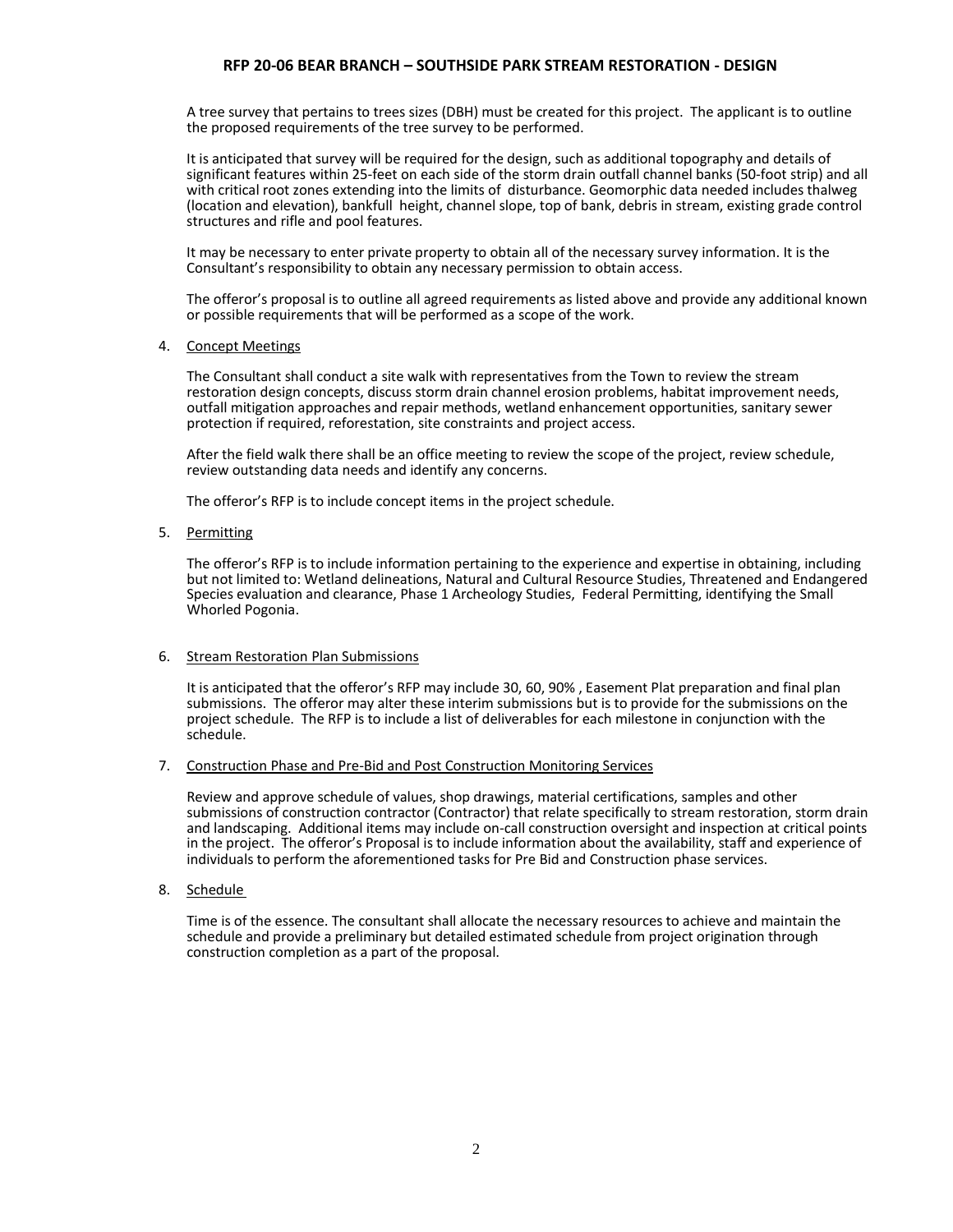A tree survey that pertains to trees sizes (DBH) must be created for this project. The applicant is to outline the proposed requirements of the tree survey to be performed.

It is anticipated that survey will be required for the design, such as additional topography and details of significant features within 25-feet on each side of the storm drain outfall channel banks (50-foot strip) and all with critical root zones extending into the limits of disturbance. Geomorphic data needed includes thalweg (location and elevation), bankfull height, channel slope, top of bank, debris in stream, existing grade control structures and rifle and pool features.

It may be necessary to enter private property to obtain all of the necessary survey information. It is the Consultant's responsibility to obtain any necessary permission to obtain access.

The offeror's proposal is to outline all agreed requirements as listed above and provide any additional known or possible requirements that will be performed as a scope of the work.

4. <u>Concept Meetings</u>

   The Consultant shall conduct a site walk with representatives from the Town to review the stream restoration design concepts, discuss storm drain channel erosion problems, habitat improvement needs, outfall mitigation approaches and repair methods, wetland enhancement opportunities, sanitary sewer protection if required, reforestation, site constraints and project access.

   After the field walk there shall be an office meeting to review the scope of the project, review schedule, review outstanding data needs and identify any concerns.

   The offeror's RFP is to include concept items in the project schedule.

5. <u>Permitting</u>

   The offeror's RFP is to include information pertaining to the experience and expertise in obtaining, including but not limited to: Wetland delineations, Natural and Cultural Resource Studies, Threatened and Endangered Species evaluation and clearance, Phase 1 Archeology Studies, Federal Permitting, identifying the Small Whorled Pogonia.

6. <u>Stream Restoration Plan Submissions</u>

   It is anticipated that the offeror's RFP may include 30, 60, 90% , Easement Plat preparation and final plan submissions. The offeror may alter these interim submissions but is to provide for the submissions on the project schedule. The RFP is to include a list of deliverables for each milestone in conjunction with the schedule.

7. <u>Construction Phase and Pre-Bid and Post Construction Monitoring Services</u>

   Review and approve schedule of values, shop drawings, material certifications, samples and other submissions of construction contractor (Contractor) that relate specifically to stream restoration, storm drain and landscaping. Additional items may include on-call construction oversight and inspection at critical points in the project. The offeror's Proposal is to include information about the availability, staff and experience of individuals to perform the aforementioned tasks for Pre Bid and Construction phase services.

8. <u>Schedule</u>

   Time is of the essence. The consultant shall allocate the necessary resources to achieve and maintain the schedule and provide a preliminary but detailed estimated schedule from project origination through construction completion as a part of the proposal.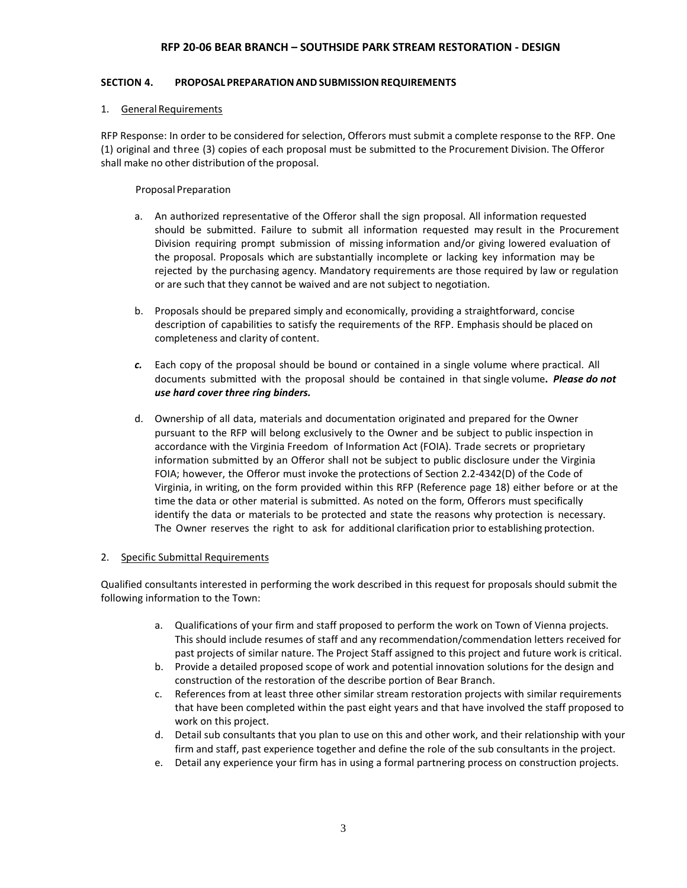## SECTION 4. PROPOSAL PREPARATION AND SUBMISSION REQUIREMENTS

1. General Requirements

RFP Response: In order to be considered for selection, Offerors must submit a complete response to the RFP. One (1) original and three (3) copies of each proposal must be submitted to the Procurement Division. The Offeror shall make no other distribution of the proposal.

Proposal Preparation

a. An authorized representative of the Offeror shall the sign proposal. All information requested should be submitted. Failure to submit all information requested may result in the Procurement Division requiring prompt submission of missing information and/or giving lowered evaluation of the proposal. Proposals which are substantially incomplete or lacking key information may be rejected by the purchasing agency. Mandatory requirements are those required by law or regulation or are such that they cannot be waived and are not subject to negotiation.

b. Proposals should be prepared simply and economically, providing a straightforward, concise description of capabilities to satisfy the requirements of the RFP. Emphasis should be placed on completeness and clarity of content.

*c.* Each copy of the proposal should be bound or contained in a single volume where practical. All documents submitted with the proposal should be contained in that single volume**. *Please do not use hard cover three ring binders.***

d. Ownership of all data, materials and documentation originated and prepared for the Owner pursuant to the RFP will belong exclusively to the Owner and be subject to public inspection in accordance with the Virginia Freedom of Information Act (FOIA). Trade secrets or proprietary information submitted by an Offeror shall not be subject to public disclosure under the Virginia FOIA; however, the Offeror must invoke the protections of Section 2.2-4342(D) of the Code of Virginia, in writing, on the form provided within this RFP (Reference page 18) either before or at the time the data or other material is submitted. As noted on the form, Offerors must specifically identify the data or materials to be protected and state the reasons why protection is necessary. The Owner reserves the right to ask for additional clarification prior to establishing protection.

2. Specific Submittal Requirements

Qualified consultants interested in performing the work described in this request for proposals should submit the following information to the Town:

a. Qualifications of your firm and staff proposed to perform the work on Town of Vienna projects. This should include resumes of staff and any recommendation/commendation letters received for past projects of similar nature. The Project Staff assigned to this project and future work is critical.
b. Provide a detailed proposed scope of work and potential innovation solutions for the design and construction of the restoration of the describe portion of Bear Branch.
c. References from at least three other similar stream restoration projects with similar requirements that have been completed within the past eight years and that have involved the staff proposed to work on this project.
d. Detail sub consultants that you plan to use on this and other work, and their relationship with your firm and staff, past experience together and define the role of the sub consultants in the project.
e. Detail any experience your firm has in using a formal partnering process on construction projects.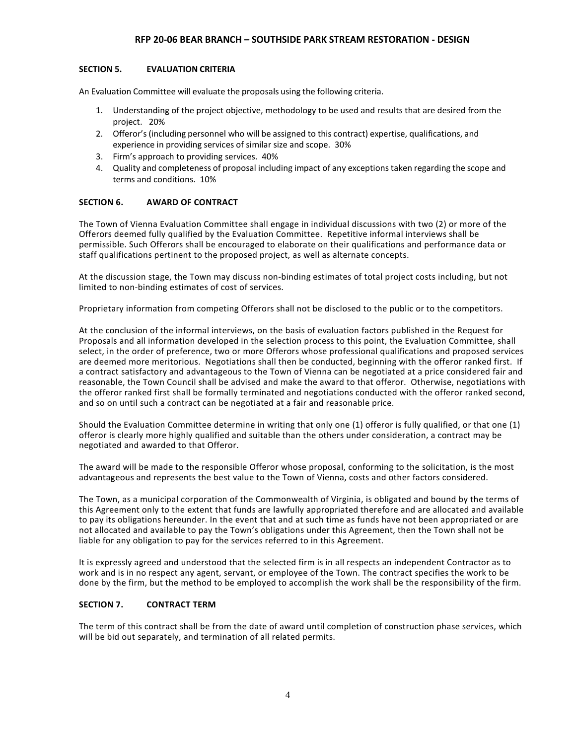## SECTION 5. EVALUATION CRITERIA

An Evaluation Committee will evaluate the proposals using the following criteria.

1. Understanding of the project objective, methodology to be used and results that are desired from the project. 20%
2. Offeror's (including personnel who will be assigned to this contract) expertise, qualifications, and experience in providing services of similar size and scope. 30%
3. Firm's approach to providing services. 40%
4. Quality and completeness of proposal including impact of any exceptions taken regarding the scope and terms and conditions. 10%

## SECTION 6. AWARD OF CONTRACT

The Town of Vienna Evaluation Committee shall engage in individual discussions with two (2) or more of the Offerors deemed fully qualified by the Evaluation Committee. Repetitive informal interviews shall be permissible. Such Offerors shall be encouraged to elaborate on their qualifications and performance data or staff qualifications pertinent to the proposed project, as well as alternate concepts.

At the discussion stage, the Town may discuss non-binding estimates of total project costs including, but not limited to non-binding estimates of cost of services.

Proprietary information from competing Offerors shall not be disclosed to the public or to the competitors.

At the conclusion of the informal interviews, on the basis of evaluation factors published in the Request for Proposals and all information developed in the selection process to this point, the Evaluation Committee, shall select, in the order of preference, two or more Offerors whose professional qualifications and proposed services are deemed more meritorious. Negotiations shall then be conducted, beginning with the offeror ranked first. If a contract satisfactory and advantageous to the Town of Vienna can be negotiated at a price considered fair and reasonable, the Town Council shall be advised and make the award to that offeror. Otherwise, negotiations with the offeror ranked first shall be formally terminated and negotiations conducted with the offeror ranked second, and so on until such a contract can be negotiated at a fair and reasonable price.

Should the Evaluation Committee determine in writing that only one (1) offeror is fully qualified, or that one (1) offeror is clearly more highly qualified and suitable than the others under consideration, a contract may be negotiated and awarded to that Offeror.

The award will be made to the responsible Offeror whose proposal, conforming to the solicitation, is the most advantageous and represents the best value to the Town of Vienna, costs and other factors considered.

The Town, as a municipal corporation of the Commonwealth of Virginia, is obligated and bound by the terms of this Agreement only to the extent that funds are lawfully appropriated therefore and are allocated and available to pay its obligations hereunder. In the event that and at such time as funds have not been appropriated or are not allocated and available to pay the Town's obligations under this Agreement, then the Town shall not be liable for any obligation to pay for the services referred to in this Agreement.

It is expressly agreed and understood that the selected firm is in all respects an independent Contractor as to work and is in no respect any agent, servant, or employee of the Town. The contract specifies the work to be done by the firm, but the method to be employed to accomplish the work shall be the responsibility of the firm.

## SECTION 7. CONTRACT TERM

The term of this contract shall be from the date of award until completion of construction phase services, which will be bid out separately, and termination of all related permits.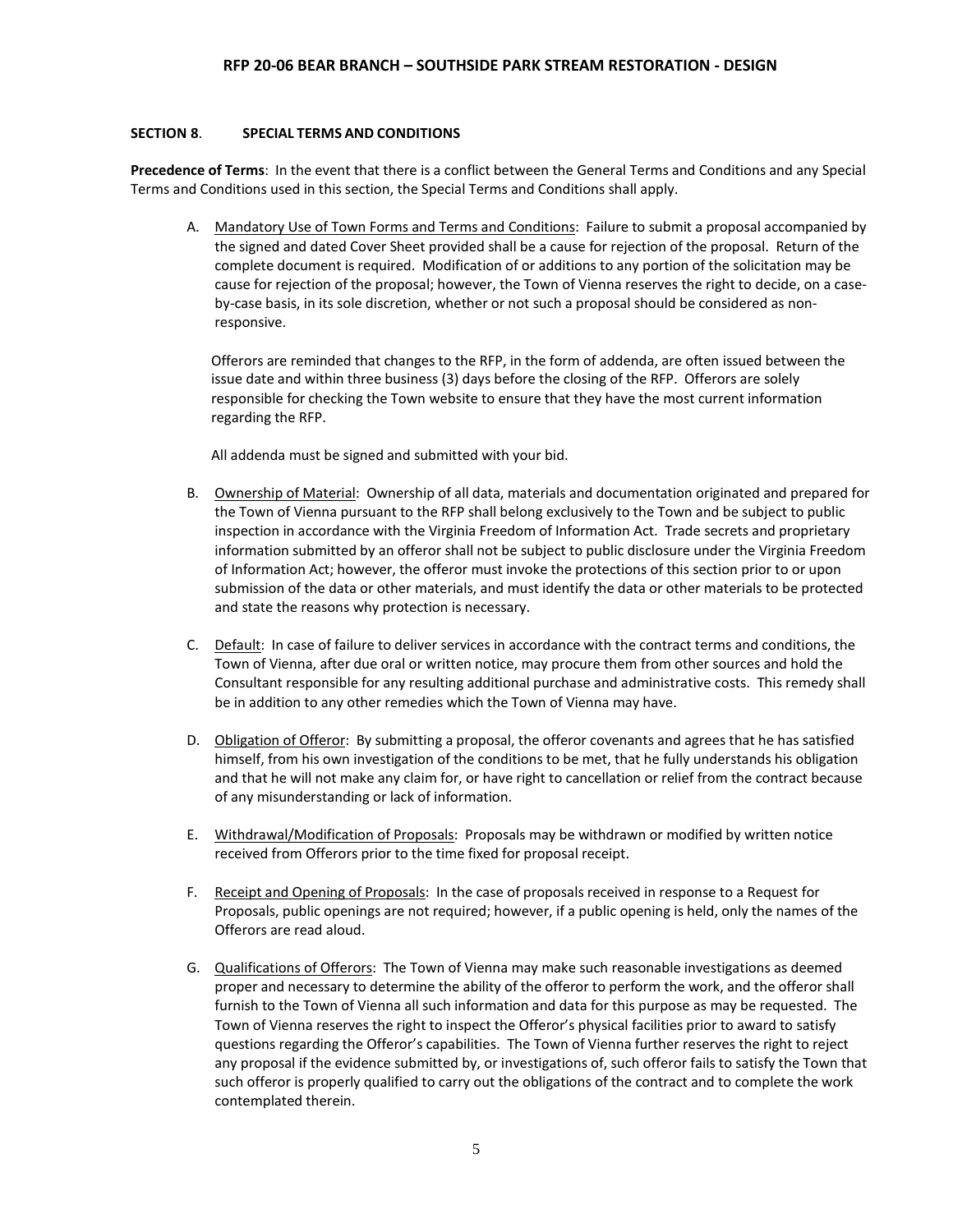## SECTION 8. SPECIAL TERMS AND CONDITIONS

**Precedence of Terms**: In the event that there is a conflict between the General Terms and Conditions and any Special Terms and Conditions used in this section, the Special Terms and Conditions shall apply.

A. Mandatory Use of Town Forms and Terms and Conditions: Failure to submit a proposal accompanied by the signed and dated Cover Sheet provided shall be a cause for rejection of the proposal. Return of the complete document is required. Modification of or additions to any portion of the solicitation may be cause for rejection of the proposal; however, the Town of Vienna reserves the right to decide, on a case-by-case basis, in its sole discretion, whether or not such a proposal should be considered as non-responsive.

   Offerors are reminded that changes to the RFP, in the form of addenda, are often issued between the issue date and within three business (3) days before the closing of the RFP. Offerors are solely responsible for checking the Town website to ensure that they have the most current information regarding the RFP.

   All addenda must be signed and submitted with your bid.

B. Ownership of Material: Ownership of all data, materials and documentation originated and prepared for the Town of Vienna pursuant to the RFP shall belong exclusively to the Town and be subject to public inspection in accordance with the Virginia Freedom of Information Act. Trade secrets and proprietary information submitted by an offeror shall not be subject to public disclosure under the Virginia Freedom of Information Act; however, the offeror must invoke the protections of this section prior to or upon submission of the data or other materials, and must identify the data or other materials to be protected and state the reasons why protection is necessary.

C. Default: In case of failure to deliver services in accordance with the contract terms and conditions, the Town of Vienna, after due oral or written notice, may procure them from other sources and hold the Consultant responsible for any resulting additional purchase and administrative costs. This remedy shall be in addition to any other remedies which the Town of Vienna may have.

D. Obligation of Offeror: By submitting a proposal, the offeror covenants and agrees that he has satisfied himself, from his own investigation of the conditions to be met, that he fully understands his obligation and that he will not make any claim for, or have right to cancellation or relief from the contract because of any misunderstanding or lack of information.

E. Withdrawal/Modification of Proposals: Proposals may be withdrawn or modified by written notice received from Offerors prior to the time fixed for proposal receipt.

F. Receipt and Opening of Proposals: In the case of proposals received in response to a Request for Proposals, public openings are not required; however, if a public opening is held, only the names of the Offerors are read aloud.

G. Qualifications of Offerors: The Town of Vienna may make such reasonable investigations as deemed proper and necessary to determine the ability of the offeror to perform the work, and the offeror shall furnish to the Town of Vienna all such information and data for this purpose as may be requested. The Town of Vienna reserves the right to inspect the Offeror's physical facilities prior to award to satisfy questions regarding the Offeror's capabilities. The Town of Vienna further reserves the right to reject any proposal if the evidence submitted by, or investigations of, such offeror fails to satisfy the Town that such offeror is properly qualified to carry out the obligations of the contract and to complete the work contemplated therein.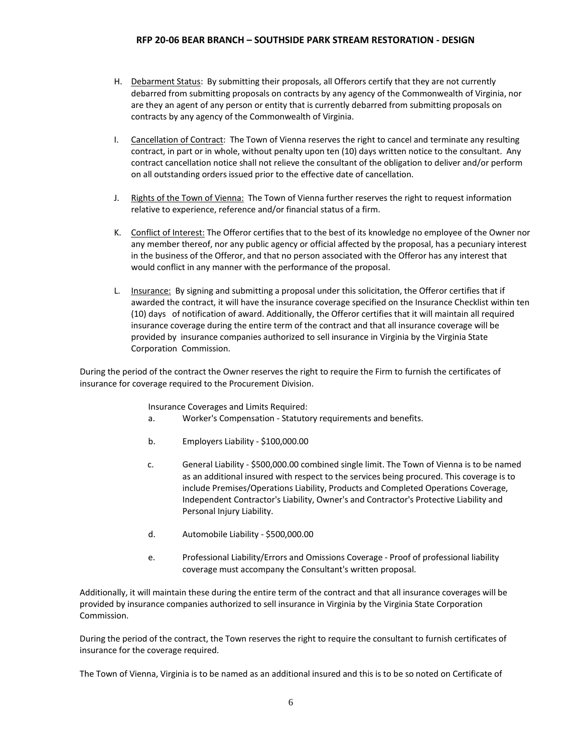H. Debarment Status: By submitting their proposals, all Offerors certify that they are not currently debarred from submitting proposals on contracts by any agency of the Commonwealth of Virginia, nor are they an agent of any person or entity that is currently debarred from submitting proposals on contracts by any agency of the Commonwealth of Virginia.

I. Cancellation of Contract: The Town of Vienna reserves the right to cancel and terminate any resulting contract, in part or in whole, without penalty upon ten (10) days written notice to the consultant. Any contract cancellation notice shall not relieve the consultant of the obligation to deliver and/or perform on all outstanding orders issued prior to the effective date of cancellation.

J. Rights of the Town of Vienna: The Town of Vienna further reserves the right to request information relative to experience, reference and/or financial status of a firm.

K. Conflict of Interest: The Offeror certifies that to the best of its knowledge no employee of the Owner nor any member thereof, nor any public agency or official affected by the proposal, has a pecuniary interest in the business of the Offeror, and that no person associated with the Offeror has any interest that would conflict in any manner with the performance of the proposal.

L. Insurance: By signing and submitting a proposal under this solicitation, the Offeror certifies that if awarded the contract, it will have the insurance coverage specified on the Insurance Checklist within ten (10) days of notification of award. Additionally, the Offeror certifies that it will maintain all required insurance coverage during the entire term of the contract and that all insurance coverage will be provided by insurance companies authorized to sell insurance in Virginia by the Virginia State Corporation Commission.

During the period of the contract the Owner reserves the right to require the Firm to furnish the certificates of insurance for coverage required to the Procurement Division.

Insurance Coverages and Limits Required:

a. Worker's Compensation - Statutory requirements and benefits.

b. Employers Liability - $100,000.00

c. General Liability - $500,000.00 combined single limit. The Town of Vienna is to be named as an additional insured with respect to the services being procured. This coverage is to include Premises/Operations Liability, Products and Completed Operations Coverage, Independent Contractor's Liability, Owner's and Contractor's Protective Liability and Personal Injury Liability.

d. Automobile Liability - $500,000.00

e. Professional Liability/Errors and Omissions Coverage - Proof of professional liability coverage must accompany the Consultant's written proposal.

Additionally, it will maintain these during the entire term of the contract and that all insurance coverages will be provided by insurance companies authorized to sell insurance in Virginia by the Virginia State Corporation Commission.

During the period of the contract, the Town reserves the right to require the consultant to furnish certificates of insurance for the coverage required.

The Town of Vienna, Virginia is to be named as an additional insured and this is to be so noted on Certificate of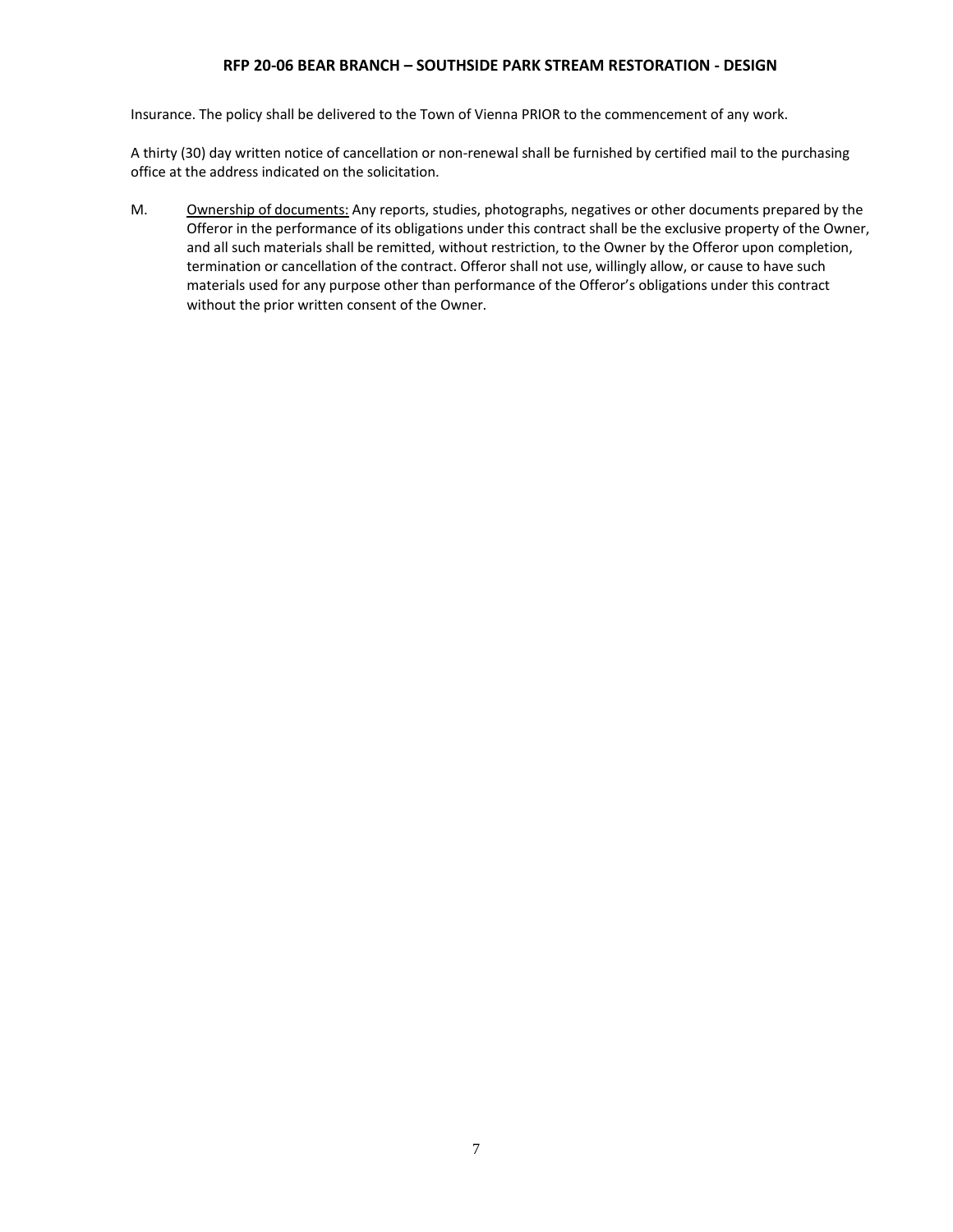Insurance. The policy shall be delivered to the Town of Vienna PRIOR to the commencement of any work.

A thirty (30) day written notice of cancellation or non-renewal shall be furnished by certified mail to the purchasing office at the address indicated on the solicitation.

M. Ownership of documents: Any reports, studies, photographs, negatives or other documents prepared by the Offeror in the performance of its obligations under this contract shall be the exclusive property of the Owner, and all such materials shall be remitted, without restriction, to the Owner by the Offeror upon completion, termination or cancellation of the contract. Offeror shall not use, willingly allow, or cause to have such materials used for any purpose other than performance of the Offeror's obligations under this contract without the prior written consent of the Owner.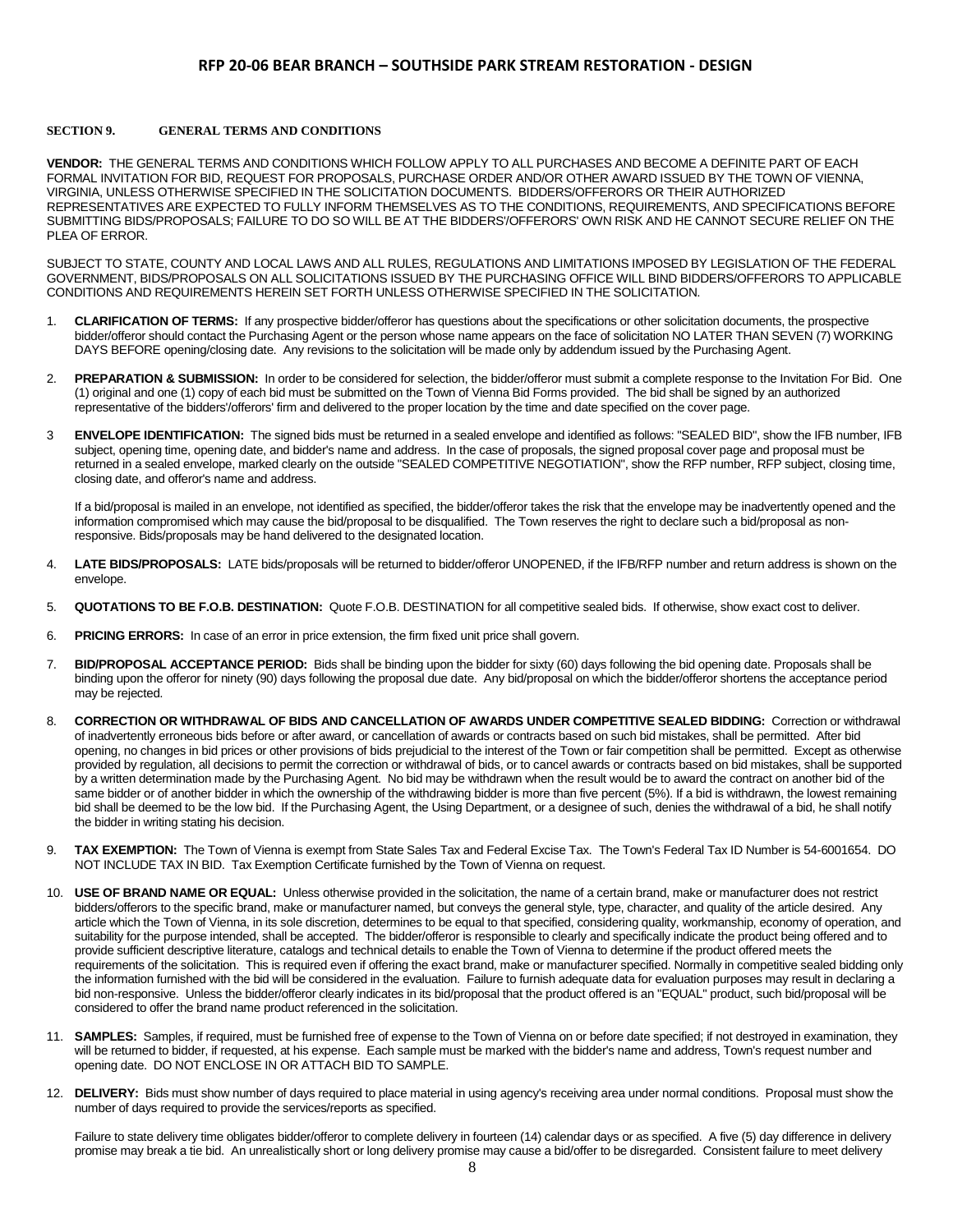**SECTION 9. GENERAL TERMS AND CONDITIONS**

**VENDOR:** THE GENERAL TERMS AND CONDITIONS WHICH FOLLOW APPLY TO ALL PURCHASES AND BECOME A DEFINITE PART OF EACH FORMAL INVITATION FOR BID, REQUEST FOR PROPOSALS, PURCHASE ORDER AND/OR OTHER AWARD ISSUED BY THE TOWN OF VIENNA, VIRGINIA, UNLESS OTHERWISE SPECIFIED IN THE SOLICITATION DOCUMENTS. BIDDERS/OFFERORS OR THEIR AUTHORIZED REPRESENTATIVES ARE EXPECTED TO FULLY INFORM THEMSELVES AS TO THE CONDITIONS, REQUIREMENTS, AND SPECIFICATIONS BEFORE SUBMITTING BIDS/PROPOSALS; FAILURE TO DO SO WILL BE AT THE BIDDERS'/OFFERORS' OWN RISK AND HE CANNOT SECURE RELIEF ON THE PLEA OF ERROR.

SUBJECT TO STATE, COUNTY AND LOCAL LAWS AND ALL RULES, REGULATIONS AND LIMITATIONS IMPOSED BY LEGISLATION OF THE FEDERAL GOVERNMENT, BIDS/PROPOSALS ON ALL SOLICITATIONS ISSUED BY THE PURCHASING OFFICE WILL BIND BIDDERS/OFFERORS TO APPLICABLE CONDITIONS AND REQUIREMENTS HEREIN SET FORTH UNLESS OTHERWISE SPECIFIED IN THE SOLICITATION.

1. **CLARIFICATION OF TERMS:** If any prospective bidder/offeror has questions about the specifications or other solicitation documents, the prospective bidder/offeror should contact the Purchasing Agent or the person whose name appears on the face of solicitation NO LATER THAN SEVEN (7) WORKING DAYS BEFORE opening/closing date. Any revisions to the solicitation will be made only by addendum issued by the Purchasing Agent.

2. **PREPARATION & SUBMISSION:** In order to be considered for selection, the bidder/offeror must submit a complete response to the Invitation For Bid. One (1) original and one (1) copy of each bid must be submitted on the Town of Vienna Bid Forms provided. The bid shall be signed by an authorized representative of the bidders'/offerors' firm and delivered to the proper location by the time and date specified on the cover page.

3. **ENVELOPE IDENTIFICATION:** The signed bids must be returned in a sealed envelope and identified as follows: "SEALED BID", show the IFB number, IFB subject, opening time, opening date, and bidder's name and address. In the case of proposals, the signed proposal cover page and proposal must be returned in a sealed envelope, marked clearly on the outside "SEALED COMPETITIVE NEGOTIATION", show the RFP number, RFP subject, closing time, closing date, and offeror's name and address.

   If a bid/proposal is mailed in an envelope, not identified as specified, the bidder/offeror takes the risk that the envelope may be inadvertently opened and the information compromised which may cause the bid/proposal to be disqualified. The Town reserves the right to declare such a bid/proposal as non-responsive. Bids/proposals may be hand delivered to the designated location.

4. **LATE BIDS/PROPOSALS:** LATE bids/proposals will be returned to bidder/offeror UNOPENED, if the IFB/RFP number and return address is shown on the envelope.

5. **QUOTATIONS TO BE F.O.B. DESTINATION:** Quote F.O.B. DESTINATION for all competitive sealed bids. If otherwise, show exact cost to deliver.

6. **PRICING ERRORS:** In case of an error in price extension, the firm fixed unit price shall govern.

7. **BID/PROPOSAL ACCEPTANCE PERIOD:** Bids shall be binding upon the bidder for sixty (60) days following the bid opening date. Proposals shall be binding upon the offeror for ninety (90) days following the proposal due date. Any bid/proposal on which the bidder/offeror shortens the acceptance period may be rejected.

8. **CORRECTION OR WITHDRAWAL OF BIDS AND CANCELLATION OF AWARDS UNDER COMPETITIVE SEALED BIDDING:** Correction or withdrawal of inadvertently erroneous bids before or after award, or cancellation of awards or contracts based on such bid mistakes, shall be permitted. After bid opening, no changes in bid prices or other provisions of bids prejudicial to the interest of the Town or fair competition shall be permitted. Except as otherwise provided by regulation, all decisions to permit the correction or withdrawal of bids, or to cancel awards or contracts based on bid mistakes, shall be supported by a written determination made by the Purchasing Agent. No bid may be withdrawn when the result would be to award the contract on another bid of the same bidder or of another bidder in which the ownership of the withdrawing bidder is more than five percent (5%). If a bid is withdrawn, the lowest remaining bid shall be deemed to be the low bid. If the Purchasing Agent, the Using Department, or a designee of such, denies the withdrawal of a bid, he shall notify the bidder in writing stating his decision.

9. **TAX EXEMPTION:** The Town of Vienna is exempt from State Sales Tax and Federal Excise Tax. The Town's Federal Tax ID Number is 54-6001654. DO NOT INCLUDE TAX IN BID. Tax Exemption Certificate furnished by the Town of Vienna on request.

10. **USE OF BRAND NAME OR EQUAL:** Unless otherwise provided in the solicitation, the name of a certain brand, make or manufacturer does not restrict bidders/offerors to the specific brand, make or manufacturer named, but conveys the general style, type, character, and quality of the article desired. Any article which the Town of Vienna, in its sole discretion, determines to be equal to that specified, considering quality, workmanship, economy of operation, and suitability for the purpose intended, shall be accepted. The bidder/offeror is responsible to clearly and specifically indicate the product being offered and to provide sufficient descriptive literature, catalogs and technical details to enable the Town of Vienna to determine if the product offered meets the requirements of the solicitation. This is required even if offering the exact brand, make or manufacturer specified. Normally in competitive sealed bidding only the information furnished with the bid will be considered in the evaluation. Failure to furnish adequate data for evaluation purposes may result in declaring a bid non-responsive. Unless the bidder/offeror clearly indicates in its bid/proposal that the product offered is an "EQUAL" product, such bid/proposal will be considered to offer the brand name product referenced in the solicitation.

11. **SAMPLES:** Samples, if required, must be furnished free of expense to the Town of Vienna on or before date specified; if not destroyed in examination, they will be returned to bidder, if requested, at his expense. Each sample must be marked with the bidder's name and address, Town's request number and opening date. DO NOT ENCLOSE IN OR ATTACH BID TO SAMPLE.

12. **DELIVERY:** Bids must show number of days required to place material in using agency's receiving area under normal conditions. Proposal must show the number of days required to provide the services/reports as specified.

    Failure to state delivery time obligates bidder/offeror to complete delivery in fourteen (14) calendar days or as specified. A five (5) day difference in delivery promise may break a tie bid. An unrealistically short or long delivery promise may cause a bid/offer to be disregarded. Consistent failure to meet delivery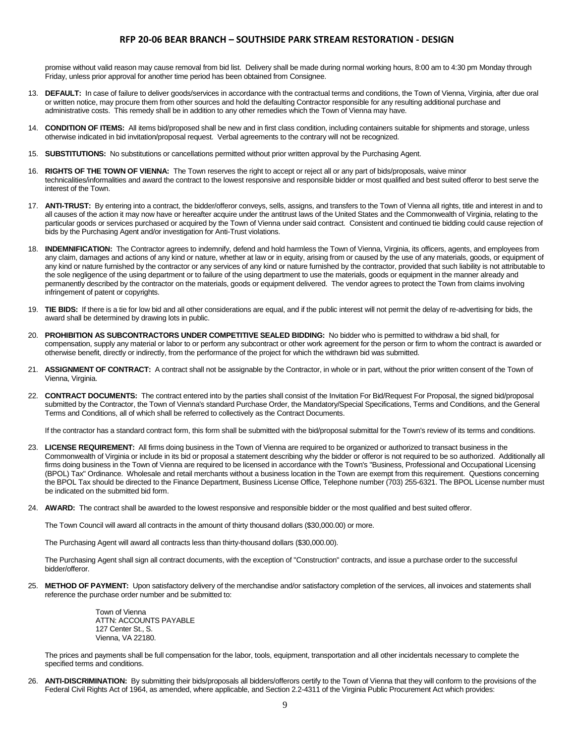promise without valid reason may cause removal from bid list. Delivery shall be made during normal working hours, 8:00 am to 4:30 pm Monday through Friday, unless prior approval for another time period has been obtained from Consignee.

13. **DEFAULT:** In case of failure to deliver goods/services in accordance with the contractual terms and conditions, the Town of Vienna, Virginia, after due oral or written notice, may procure them from other sources and hold the defaulting Contractor responsible for any resulting additional purchase and administrative costs. This remedy shall be in addition to any other remedies which the Town of Vienna may have.

14. **CONDITION OF ITEMS:** All items bid/proposed shall be new and in first class condition, including containers suitable for shipments and storage, unless otherwise indicated in bid invitation/proposal request. Verbal agreements to the contrary will not be recognized.

15. **SUBSTITUTIONS:** No substitutions or cancellations permitted without prior written approval by the Purchasing Agent.

16. **RIGHTS OF THE TOWN OF VIENNA:** The Town reserves the right to accept or reject all or any part of bids/proposals, waive minor technicalities/informalities and award the contract to the lowest responsive and responsible bidder or most qualified and best suited offeror to best serve the interest of the Town.

17. **ANTI-TRUST:** By entering into a contract, the bidder/offeror conveys, sells, assigns, and transfers to the Town of Vienna all rights, title and interest in and to all causes of the action it may now have or hereafter acquire under the antitrust laws of the United States and the Commonwealth of Virginia, relating to the particular goods or services purchased or acquired by the Town of Vienna under said contract. Consistent and continued tie bidding could cause rejection of bids by the Purchasing Agent and/or investigation for Anti-Trust violations.

18. **INDEMNIFICATION:** The Contractor agrees to indemnify, defend and hold harmless the Town of Vienna, Virginia, its officers, agents, and employees from any claim, damages and actions of any kind or nature, whether at law or in equity, arising from or caused by the use of any materials, goods, or equipment of any kind or nature furnished by the contractor or any services of any kind or nature furnished by the contractor, provided that such liability is not attributable to the sole negligence of the using department or to failure of the using department to use the materials, goods or equipment in the manner already and permanently described by the contractor on the materials, goods or equipment delivered. The vendor agrees to protect the Town from claims involving infringement of patent or copyrights.

19. **TIE BIDS:** If there is a tie for low bid and all other considerations are equal, and if the public interest will not permit the delay of re-advertising for bids, the award shall be determined by drawing lots in public.

20. **PROHIBITION AS SUBCONTRACTORS UNDER COMPETITIVE SEALED BIDDING:** No bidder who is permitted to withdraw a bid shall, for compensation, supply any material or labor to or perform any subcontract or other work agreement for the person or firm to whom the contract is awarded or otherwise benefit, directly or indirectly, from the performance of the project for which the withdrawn bid was submitted.

21. **ASSIGNMENT OF CONTRACT:** A contract shall not be assignable by the Contractor, in whole or in part, without the prior written consent of the Town of Vienna, Virginia.

22. **CONTRACT DOCUMENTS:** The contract entered into by the parties shall consist of the Invitation For Bid/Request For Proposal, the signed bid/proposal submitted by the Contractor, the Town of Vienna's standard Purchase Order, the Mandatory/Special Specifications, Terms and Conditions, and the General Terms and Conditions, all of which shall be referred to collectively as the Contract Documents.

    If the contractor has a standard contract form, this form shall be submitted with the bid/proposal submittal for the Town's review of its terms and conditions.

23. **LICENSE REQUIREMENT:** All firms doing business in the Town of Vienna are required to be organized or authorized to transact business in the Commonwealth of Virginia or include in its bid or proposal a statement describing why the bidder or offeror is not required to be so authorized. Additionally all firms doing business in the Town of Vienna are required to be licensed in accordance with the Town's "Business, Professional and Occupational Licensing (BPOL) Tax" Ordinance. Wholesale and retail merchants without a business location in the Town are exempt from this requirement. Questions concerning the BPOL Tax should be directed to the Finance Department, Business License Office, Telephone number (703) 255-6321. The BPOL License number must be indicated on the submitted bid form.

24. **AWARD:** The contract shall be awarded to the lowest responsive and responsible bidder or the most qualified and best suited offeror.

    The Town Council will award all contracts in the amount of thirty thousand dollars ($30,000.00) or more.

    The Purchasing Agent will award all contracts less than thirty-thousand dollars ($30,000.00).

    The Purchasing Agent shall sign all contract documents, with the exception of "Construction" contracts, and issue a purchase order to the successful bidder/offeror.

25. **METHOD OF PAYMENT:** Upon satisfactory delivery of the merchandise and/or satisfactory completion of the services, all invoices and statements shall reference the purchase order number and be submitted to:

    Town of Vienna
    ATTN: ACCOUNTS PAYABLE
    127 Center St., S.
    Vienna, VA 22180.

    The prices and payments shall be full compensation for the labor, tools, equipment, transportation and all other incidentals necessary to complete the specified terms and conditions.

26. **ANTI-DISCRIMINATION:** By submitting their bids/proposals all bidders/offerors certify to the Town of Vienna that they will conform to the provisions of the Federal Civil Rights Act of 1964, as amended, where applicable, and Section 2.2-4311 of the Virginia Public Procurement Act which provides: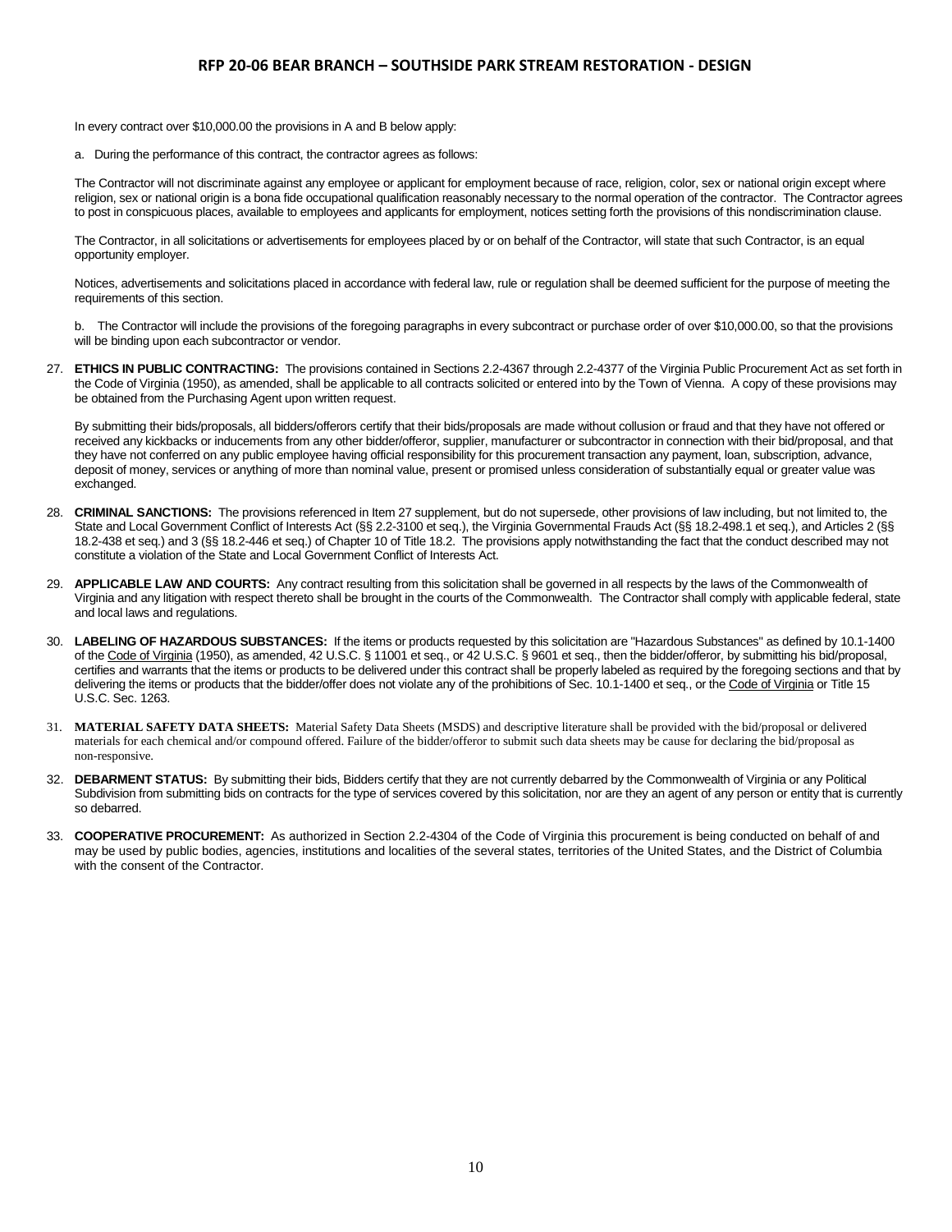In every contract over $10,000.00 the provisions in A and B below apply:

a. During the performance of this contract, the contractor agrees as follows:

The Contractor will not discriminate against any employee or applicant for employment because of race, religion, color, sex or national origin except where religion, sex or national origin is a bona fide occupational qualification reasonably necessary to the normal operation of the contractor. The Contractor agrees to post in conspicuous places, available to employees and applicants for employment, notices setting forth the provisions of this nondiscrimination clause.

The Contractor, in all solicitations or advertisements for employees placed by or on behalf of the Contractor, will state that such Contractor, is an equal opportunity employer.

Notices, advertisements and solicitations placed in accordance with federal law, rule or regulation shall be deemed sufficient for the purpose of meeting the requirements of this section.

b. The Contractor will include the provisions of the foregoing paragraphs in every subcontract or purchase order of over $10,000.00, so that the provisions will be binding upon each subcontractor or vendor.

27. **ETHICS IN PUBLIC CONTRACTING:** The provisions contained in Sections 2.2-4367 through 2.2-4377 of the Virginia Public Procurement Act as set forth in the Code of Virginia (1950), as amended, shall be applicable to all contracts solicited or entered into by the Town of Vienna. A copy of these provisions may be obtained from the Purchasing Agent upon written request.

    By submitting their bids/proposals, all bidders/offerors certify that their bids/proposals are made without collusion or fraud and that they have not offered or received any kickbacks or inducements from any other bidder/offeror, supplier, manufacturer or subcontractor in connection with their bid/proposal, and that they have not conferred on any public employee having official responsibility for this procurement transaction any payment, loan, subscription, advance, deposit of money, services or anything of more than nominal value, present or promised unless consideration of substantially equal or greater value was exchanged.

28. **CRIMINAL SANCTIONS:** The provisions referenced in Item 27 supplement, but do not supersede, other provisions of law including, but not limited to, the State and Local Government Conflict of Interests Act (§§ 2.2-3100 et seq.), the Virginia Governmental Frauds Act (§§ 18.2-498.1 et seq.), and Articles 2 (§§ 18.2-438 et seq.) and 3 (§§ 18.2-446 et seq.) of Chapter 10 of Title 18.2. The provisions apply notwithstanding the fact that the conduct described may not constitute a violation of the State and Local Government Conflict of Interests Act.

29. **APPLICABLE LAW AND COURTS:** Any contract resulting from this solicitation shall be governed in all respects by the laws of the Commonwealth of Virginia and any litigation with respect thereto shall be brought in the courts of the Commonwealth. The Contractor shall comply with applicable federal, state and local laws and regulations.

30. **LABELING OF HAZARDOUS SUBSTANCES:** If the items or products requested by this solicitation are "Hazardous Substances" as defined by 10.1-1400 of the Code of Virginia (1950), as amended, 42 U.S.C. § 11001 et seq., or 42 U.S.C. § 9601 et seq., then the bidder/offeror, by submitting his bid/proposal, certifies and warrants that the items or products to be delivered under this contract shall be properly labeled as required by the foregoing sections and that by delivering the items or products that the bidder/offer does not violate any of the prohibitions of Sec. 10.1-1400 et seq., or the Code of Virginia or Title 15 U.S.C. Sec. 1263.

31. **MATERIAL SAFETY DATA SHEETS:** Material Safety Data Sheets (MSDS) and descriptive literature shall be provided with the bid/proposal or delivered materials for each chemical and/or compound offered. Failure of the bidder/offeror to submit such data sheets may be cause for declaring the bid/proposal as non-responsive.

32. **DEBARMENT STATUS:** By submitting their bids, Bidders certify that they are not currently debarred by the Commonwealth of Virginia or any Political Subdivision from submitting bids on contracts for the type of services covered by this solicitation, nor are they an agent of any person or entity that is currently so debarred.

33. **COOPERATIVE PROCUREMENT:** As authorized in Section 2.2-4304 of the Code of Virginia this procurement is being conducted on behalf of and may be used by public bodies, agencies, institutions and localities of the several states, territories of the United States, and the District of Columbia with the consent of the Contractor.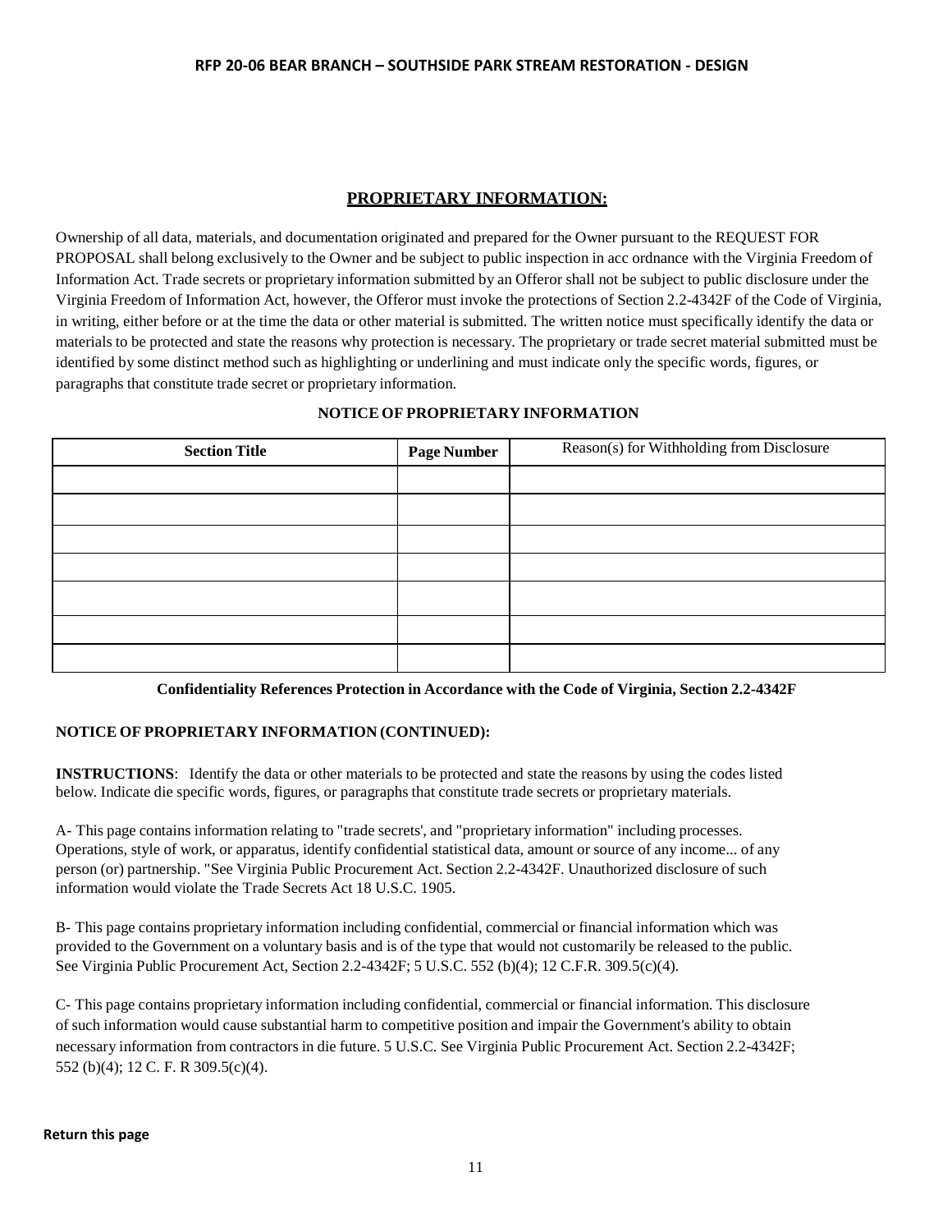## PROPRIETARY INFORMATION:

Ownership of all data, materials, and documentation originated and prepared for the Owner pursuant to the REQUEST FOR PROPOSAL shall belong exclusively to the Owner and be subject to public inspection in acc ordnance with the Virginia Freedom of Information Act. Trade secrets or proprietary information submitted by an Offeror shall not be subject to public disclosure under the Virginia Freedom of Information Act, however, the Offeror must invoke the protections of Section 2.2-4342F of the Code of Virginia, in writing, either before or at the time the data or other material is submitted. The written notice must specifically identify the data or materials to be protected and state the reasons why protection is necessary. The proprietary or trade secret material submitted must be identified by some distinct method such as highlighting or underlining and must indicate only the specific words, figures, or paragraphs that constitute trade secret or proprietary information.

### NOTICE OF PROPRIETARY INFORMATION

| Section Title | Page Number | Reason(s) for Withholding from Disclosure |
|---|---|---|
| | | |
| | | |
| | | |
| | | |
| | | |
| | | |
| | | |

**Confidentiality References Protection in Accordance with the Code of Virginia, Section 2.2-4342F**

**NOTICE OF PROPRIETARY INFORMATION (CONTINUED):**

**INSTRUCTIONS**: Identify the data or other materials to be protected and state the reasons by using the codes listed below. Indicate die specific words, figures, or paragraphs that constitute trade secrets or proprietary materials.

A- This page contains information relating to "trade secrets', and "proprietary information" including processes. Operations, style of work, or apparatus, identify confidential statistical data, amount or source of any income... of any person (or) partnership. "See Virginia Public Procurement Act. Section 2.2-4342F. Unauthorized disclosure of such information would violate the Trade Secrets Act 18 U.S.C. 1905.

B- This page contains proprietary information including confidential, commercial or financial information which was provided to the Government on a voluntary basis and is of the type that would not customarily be released to the public. See Virginia Public Procurement Act, Section 2.2-4342F; 5 U.S.C. 552 (b)(4); 12 C.F.R. 309.5(c)(4).

C- This page contains proprietary information including confidential, commercial or financial information. This disclosure of such information would cause substantial harm to competitive position and impair the Government's ability to obtain necessary information from contractors in die future. 5 U.S.C. See Virginia Public Procurement Act. Section 2.2-4342F; 552 (b)(4); 12 C. F. R 309.5(c)(4).

**Return this page**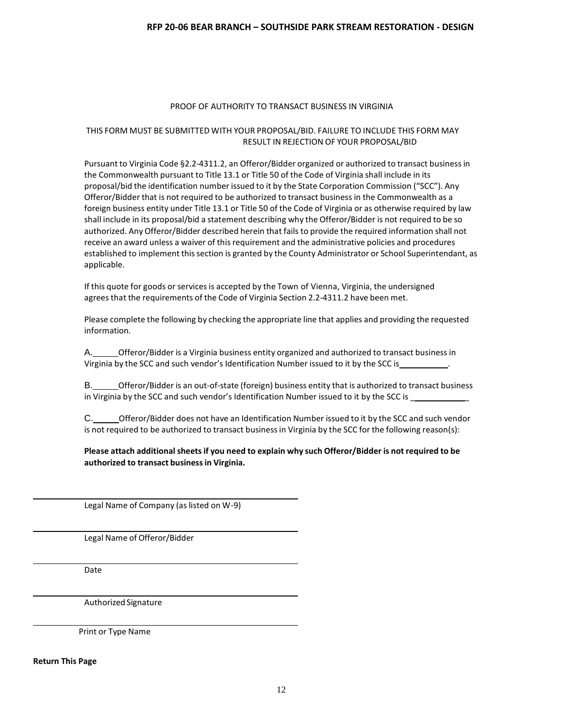PROOF OF AUTHORITY TO TRANSACT BUSINESS IN VIRGINIA

THIS FORM MUST BE SUBMITTED WITH YOUR PROPOSAL/BID. FAILURE TO INCLUDE THIS FORM MAY RESULT IN REJECTION OF YOUR PROPOSAL/BID

Pursuant to Virginia Code §2.2-4311.2, an Offeror/Bidder organized or authorized to transact business in the Commonwealth pursuant to Title 13.1 or Title 50 of the Code of Virginia shall include in its proposal/bid the identification number issued to it by the State Corporation Commission ("SCC"). Any Offeror/Bidder that is not required to be authorized to transact business in the Commonwealth as a foreign business entity under Title 13.1 or Title 50 of the Code of Virginia or as otherwise required by law shall include in its proposal/bid a statement describing why the Offeror/Bidder is not required to be so authorized. Any Offeror/Bidder described herein that fails to provide the required information shall not receive an award unless a waiver of this requirement and the administrative policies and procedures established to implement this section is granted by the County Administrator or School Superintendant, as applicable.

If this quote for goods or services is accepted by the Town of Vienna, Virginia, the undersigned agrees that the requirements of the Code of Virginia Section 2.2-4311.2 have been met.

Please complete the following by checking the appropriate line that applies and providing the requested information.

A.\_\_\_\_\_\_Offeror/Bidder is a Virginia business entity organized and authorized to transact business in Virginia by the SCC and such vendor's Identification Number issued to it by the SCC is\_\_\_\_\_\_\_\_\_\_\_.

B.\_\_\_\_\_\_Offeror/Bidder is an out-of-state (foreign) business entity that is authorized to transact business in Virginia by the SCC and such vendor's Identification Number issued to it by the SCC is \_\_\_\_\_\_\_\_\_\_\_\_\_

C.\_\_\_\_\_\_Offeror/Bidder does not have an Identification Number issued to it by the SCC and such vendor is not required to be authorized to transact business in Virginia by the SCC for the following reason(s):

**Please attach additional sheets if you need to explain why such Offeror/Bidder is not required to be authorized to transact business in Virginia.**

\_\_\_\_\_\_\_\_\_\_\_\_\_\_\_\_\_\_\_\_\_\_\_\_\_\_\_\_\_\_\_\_\_\_\_\_\_\_\_\_

Legal Name of Company (as listed on W-9)

\_\_\_\_\_\_\_\_\_\_\_\_\_\_\_\_\_\_\_\_\_\_\_\_\_\_\_\_\_\_\_\_\_\_\_\_\_\_\_\_

Legal Name of Offeror/Bidder

\_\_\_\_\_\_\_\_\_\_\_\_\_\_\_\_\_\_\_\_\_\_\_\_\_\_\_\_\_\_\_\_\_\_\_\_\_\_\_\_

Date

\_\_\_\_\_\_\_\_\_\_\_\_\_\_\_\_\_\_\_\_\_\_\_\_\_\_\_\_\_\_\_\_\_\_\_\_\_\_\_\_

Authorized Signature

\_\_\_\_\_\_\_\_\_\_\_\_\_\_\_\_\_\_\_\_\_\_\_\_\_\_\_\_\_\_\_\_\_\_\_\_\_\_\_\_

Print or Type Name

**Return This Page**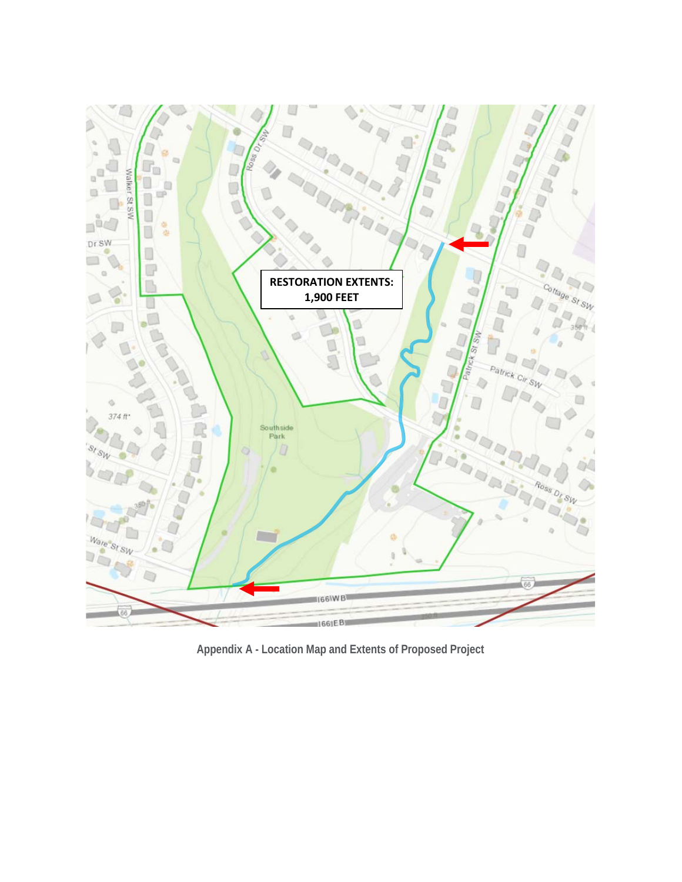RESTORATION EXTENTS:
1,900 FEET

Appendix A - Location Map and Extents of Proposed Project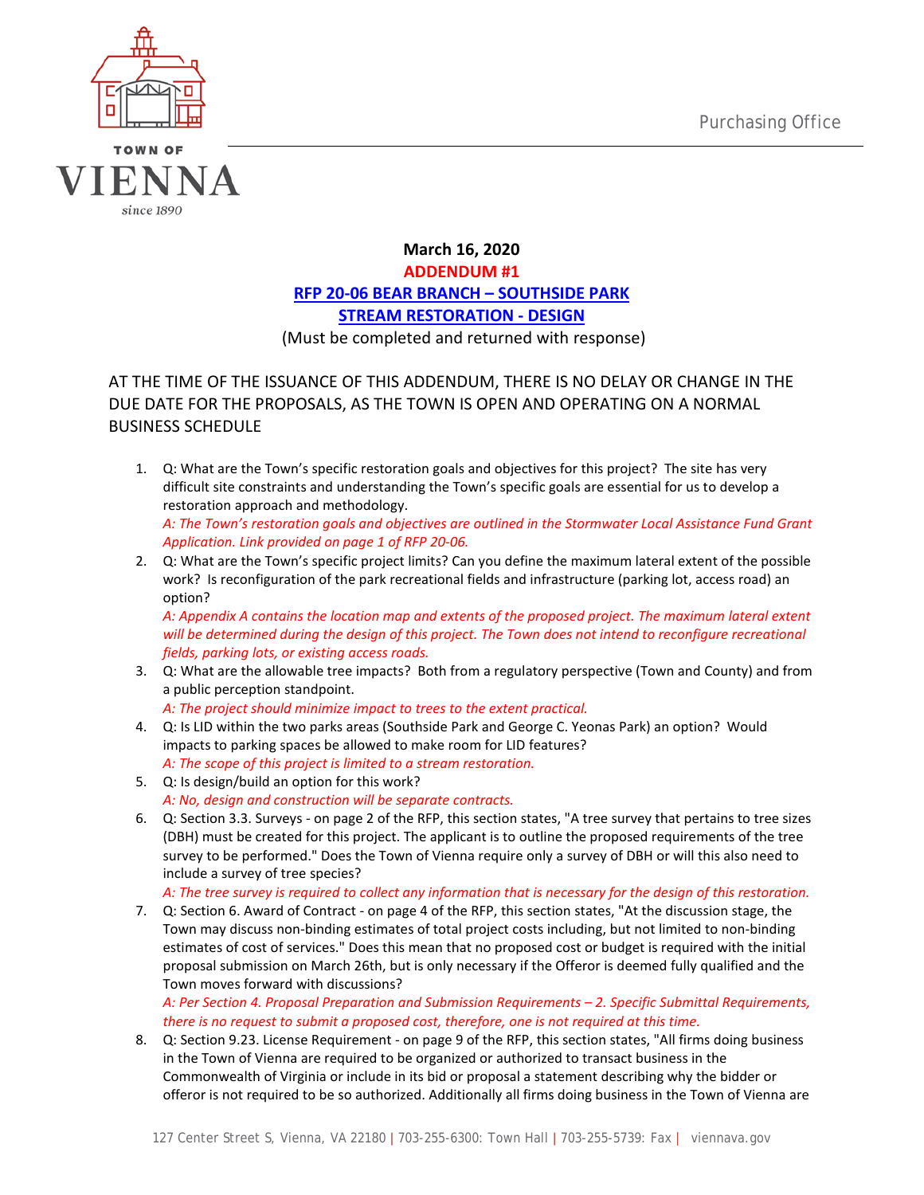Purchasing Office

TOWN OF
# VIENNA
since 1890

**March 16, 2020**
**ADDENDUM #1**
**RFP 20-06 BEAR BRANCH – SOUTHSIDE PARK**
**STREAM RESTORATION - DESIGN**
(Must be completed and returned with response)

AT THE TIME OF THE ISSUANCE OF THIS ADDENDUM, THERE IS NO DELAY OR CHANGE IN THE DUE DATE FOR THE PROPOSALS, AS THE TOWN IS OPEN AND OPERATING ON A NORMAL BUSINESS SCHEDULE

1. Q: What are the Town's specific restoration goals and objectives for this project? The site has very difficult site constraints and understanding the Town's specific goals are essential for us to develop a restoration approach and methodology.
   *A: The Town's restoration goals and objectives are outlined in the Stormwater Local Assistance Fund Grant Application. Link provided on page 1 of RFP 20-06.*
2. Q: What are the Town's specific project limits? Can you define the maximum lateral extent of the possible work? Is reconfiguration of the park recreational fields and infrastructure (parking lot, access road) an option?
   *A: Appendix A contains the location map and extents of the proposed project. The maximum lateral extent will be determined during the design of this project. The Town does not intend to reconfigure recreational fields, parking lots, or existing access roads.*
3. Q: What are the allowable tree impacts? Both from a regulatory perspective (Town and County) and from a public perception standpoint.
   *A: The project should minimize impact to trees to the extent practical.*
4. Q: Is LID within the two parks areas (Southside Park and George C. Yeonas Park) an option? Would impacts to parking spaces be allowed to make room for LID features?
   *A: The scope of this project is limited to a stream restoration.*
5. Q: Is design/build an option for this work?
   *A: No, design and construction will be separate contracts.*
6. Q: Section 3.3. Surveys - on page 2 of the RFP, this section states, "A tree survey that pertains to tree sizes (DBH) must be created for this project. The applicant is to outline the proposed requirements of the tree survey to be performed." Does the Town of Vienna require only a survey of DBH or will this also need to include a survey of tree species?
   *A: The tree survey is required to collect any information that is necessary for the design of this restoration.*
7. Q: Section 6. Award of Contract - on page 4 of the RFP, this section states, "At the discussion stage, the Town may discuss non-binding estimates of total project costs including, but not limited to non-binding estimates of cost of services." Does this mean that no proposed cost or budget is required with the initial proposal submission on March 26th, but is only necessary if the Offeror is deemed fully qualified and the Town moves forward with discussions?
   *A: Per Section 4. Proposal Preparation and Submission Requirements – 2. Specific Submittal Requirements, there is no request to submit a proposed cost, therefore, one is not required at this time.*
8. Q: Section 9.23. License Requirement - on page 9 of the RFP, this section states, "All firms doing business in the Town of Vienna are required to be organized or authorized to transact business in the Commonwealth of Virginia or include in its bid or proposal a statement describing why the bidder or offeror is not required to be so authorized. Additionally all firms doing business in the Town of Vienna are

127 Center Street S, Vienna, VA 22180 | 703-255-6300: Town Hall | 703-255-5739: Fax | viennava.gov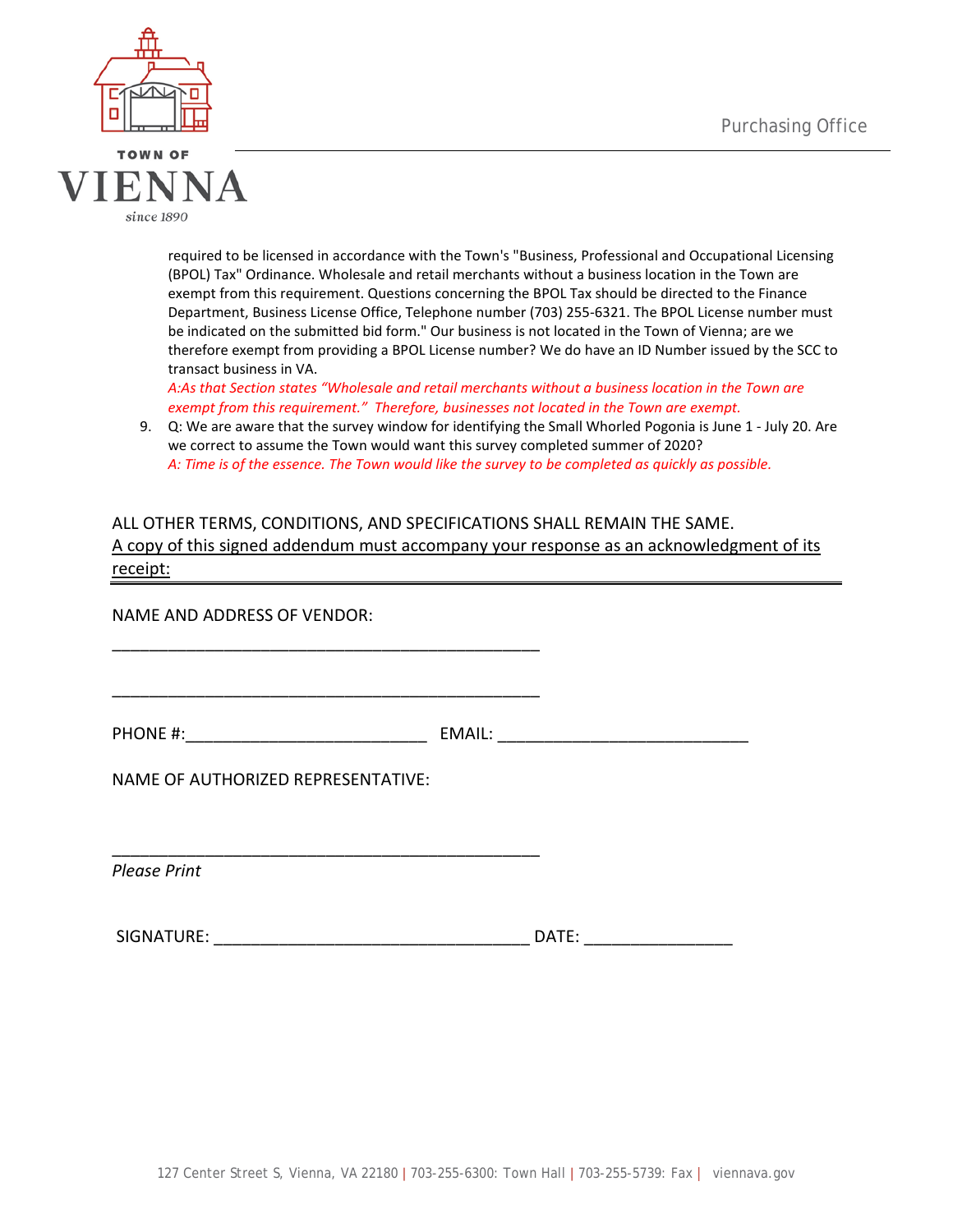required to be licensed in accordance with the Town's "Business, Professional and Occupational Licensing (BPOL) Tax" Ordinance. Wholesale and retail merchants without a business location in the Town are exempt from this requirement. Questions concerning the BPOL Tax should be directed to the Finance Department, Business License Office, Telephone number (703) 255-6321. The BPOL License number must be indicated on the submitted bid form." Our business is not located in the Town of Vienna; are we therefore exempt from providing a BPOL License number? We do have an ID Number issued by the SCC to transact business in VA.
*A:As that Section states "Wholesale and retail merchants without a business location in the Town are exempt from this requirement." Therefore, businesses not located in the Town are exempt.*

9. Q: We are aware that the survey window for identifying the Small Whorled Pogonia is June 1 - July 20. Are we correct to assume the Town would want this survey completed summer of 2020?
*A: Time is of the essence. The Town would like the survey to be completed as quickly as possible.*

ALL OTHER TERMS, CONDITIONS, AND SPECIFICATIONS SHALL REMAIN THE SAME.
<u>A copy of this signed addendum must accompany your response as an acknowledgment of its receipt:</u>

NAME AND ADDRESS OF VENDOR:

_______________________________________________

_______________________________________________

PHONE #:___________________________ EMAIL: ____________________________

NAME OF AUTHORIZED REPRESENTATIVE:

_______________________________________________
*Please Print*

SIGNATURE: ___________________________________ DATE: _________________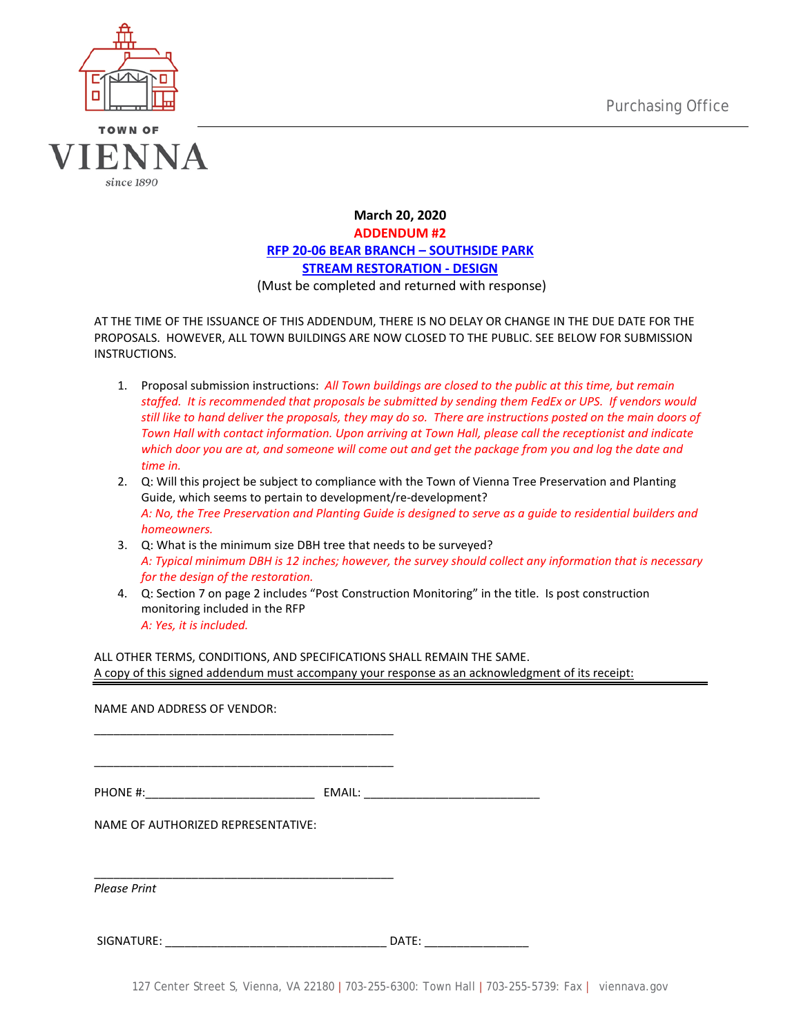TOWN OF
# VIENNA
since 1890

Purchasing Office

**March 20, 2020**

**ADDENDUM #2**

**RFP 20-06 BEAR BRANCH – SOUTHSIDE PARK**

**STREAM RESTORATION - DESIGN**

(Must be completed and returned with response)

AT THE TIME OF THE ISSUANCE OF THIS ADDENDUM, THERE IS NO DELAY OR CHANGE IN THE DUE DATE FOR THE PROPOSALS. HOWEVER, ALL TOWN BUILDINGS ARE NOW CLOSED TO THE PUBLIC. SEE BELOW FOR SUBMISSION INSTRUCTIONS.

1. Proposal submission instructions: *All Town buildings are closed to the public at this time, but remain staffed. It is recommended that proposals be submitted by sending them FedEx or UPS. If vendors would still like to hand deliver the proposals, they may do so. There are instructions posted on the main doors of Town Hall with contact information. Upon arriving at Town Hall, please call the receptionist and indicate which door you are at, and someone will come out and get the package from you and log the date and time in.*
2. Q: Will this project be subject to compliance with the Town of Vienna Tree Preservation and Planting Guide, which seems to pertain to development/re-development?
   *A: No, the Tree Preservation and Planting Guide is designed to serve as a guide to residential builders and homeowners.*
3. Q: What is the minimum size DBH tree that needs to be surveyed?
   *A: Typical minimum DBH is 12 inches; however, the survey should collect any information that is necessary for the design of the restoration.*
4. Q: Section 7 on page 2 includes "Post Construction Monitoring" in the title. Is post construction monitoring included in the RFP
   *A: Yes, it is included.*

ALL OTHER TERMS, CONDITIONS, AND SPECIFICATIONS SHALL REMAIN THE SAME.

A copy of this signed addendum must accompany your response as an acknowledgment of its receipt:

NAME AND ADDRESS OF VENDOR:

_______________________________________________

_______________________________________________

PHONE #:__________________________ EMAIL: ___________________________

NAME OF AUTHORIZED REPRESENTATIVE:

_______________________________________________

*Please Print*

SIGNATURE: __________________________________ DATE: ________________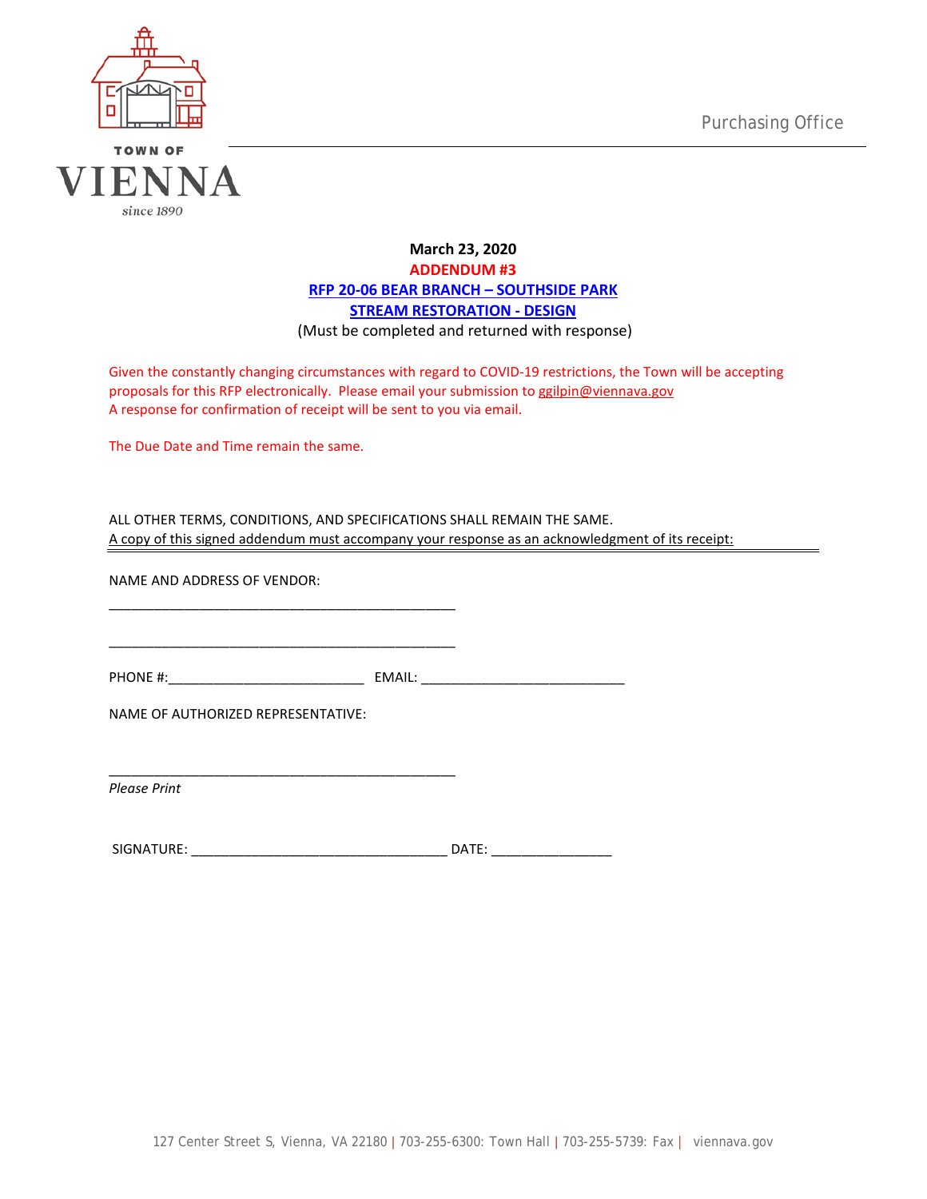TOWN OF

VIENNA

since 1890

Purchasing Office

**March 23, 2020**

**ADDENDUM #3**

**RFP 20-06 BEAR BRANCH – SOUTHSIDE PARK**

**STREAM RESTORATION - DESIGN**

(Must be completed and returned with response)

Given the constantly changing circumstances with regard to COVID-19 restrictions, the Town will be accepting proposals for this RFP electronically. Please email your submission to ggilpin@viennava.gov
A response for confirmation of receipt will be sent to you via email.

The Due Date and Time remain the same.

ALL OTHER TERMS, CONDITIONS, AND SPECIFICATIONS SHALL REMAIN THE SAME.
A copy of this signed addendum must accompany your response as an acknowledgment of its receipt:

NAME AND ADDRESS OF VENDOR:

_______________________________________________

_______________________________________________

PHONE #:__________________________ EMAIL: ___________________________

NAME OF AUTHORIZED REPRESENTATIVE:

_______________________________________________
*Please Print*

SIGNATURE: __________________________________ DATE: ________________